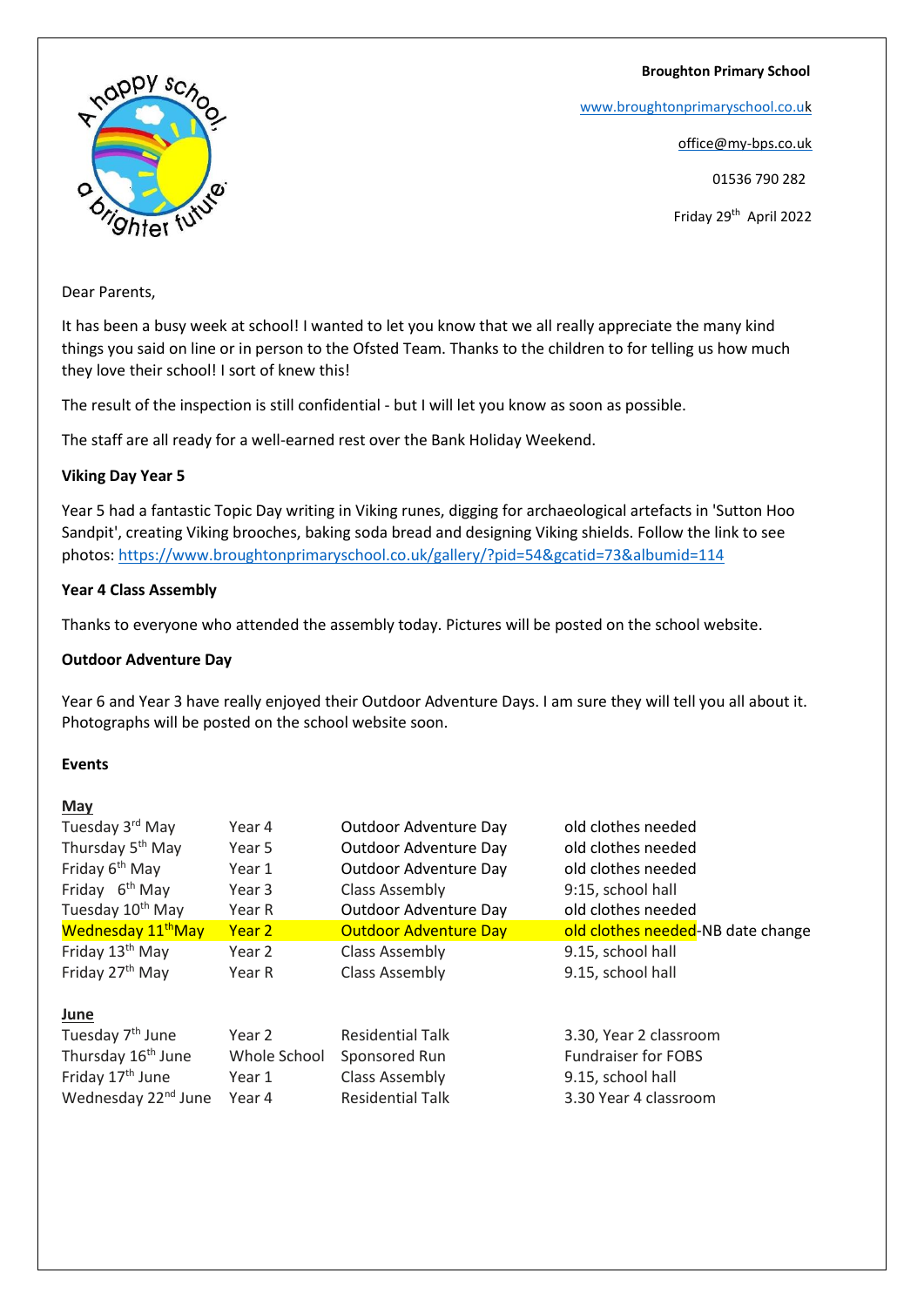**Broughton Primary School**

www.broughtonprimaryschool.co.uk

office@my-bps.co.uk

01536 790 282

Friday 29th April 2022

Dear Parents,

It has been a busy week at school! I wanted to let you know that we all really appreciate the many kind things you said on line or in person to the Ofsted Team. Thanks to the children to for telling us how much they love their school! I sort of knew this!

The result of the inspection is still confidential - but I will let you know as soon as possible.

The staff are all ready for a well-earned rest over the Bank Holiday Weekend.

**Viking Day Year 5**

Year 5 had a fantastic Topic Day writing in Viking runes, digging for archaeological artefacts in 'Sutton Hoo Sandpit', creating Viking brooches, baking soda bread and designing Viking shields. Follow the link to see photos: https://www.broughtonprimaryschool.co.uk/gallery/?pid=54&gcatid=73&albumid=114

**Year 4 Class Assembly**

Thanks to everyone who attended the assembly today. Pictures will be posted on the school website.

**Outdoor Adventure Day**

Year 6 and Year 3 have really enjoyed their Outdoor Adventure Days. I am sure they will tell you all about it. Photographs will be posted on the school website soon.

**Events**

**May**

| Date | Year | Event | Details |
|---|---|---|---|
| Tuesday 3rd May | Year 4 | Outdoor Adventure Day | old clothes needed |
| Thursday 5th May | Year 5 | Outdoor Adventure Day | old clothes needed |
| Friday 6th May | Year 1 | Outdoor Adventure Day | old clothes needed |
| Friday 6th May | Year 3 | Class Assembly | 9:15, school hall |
| Tuesday 10th May | Year R | Outdoor Adventure Day | old clothes needed |
| Wednesday 11th May | Year 2 | Outdoor Adventure Day | old clothes needed-NB date change |
| Friday 13th May | Year 2 | Class Assembly | 9.15, school hall |
| Friday 27th May | Year R | Class Assembly | 9.15, school hall |

**June**

| Date | Year | Event | Details |
|---|---|---|---|
| Tuesday 7th June | Year 2 | Residential Talk | 3.30, Year 2 classroom |
| Thursday 16th June | Whole School | Sponsored Run | Fundraiser for FOBS |
| Friday 17th June | Year 1 | Class Assembly | 9.15, school hall |
| Wednesday 22nd June | Year 4 | Residential Talk | 3.30 Year 4 classroom |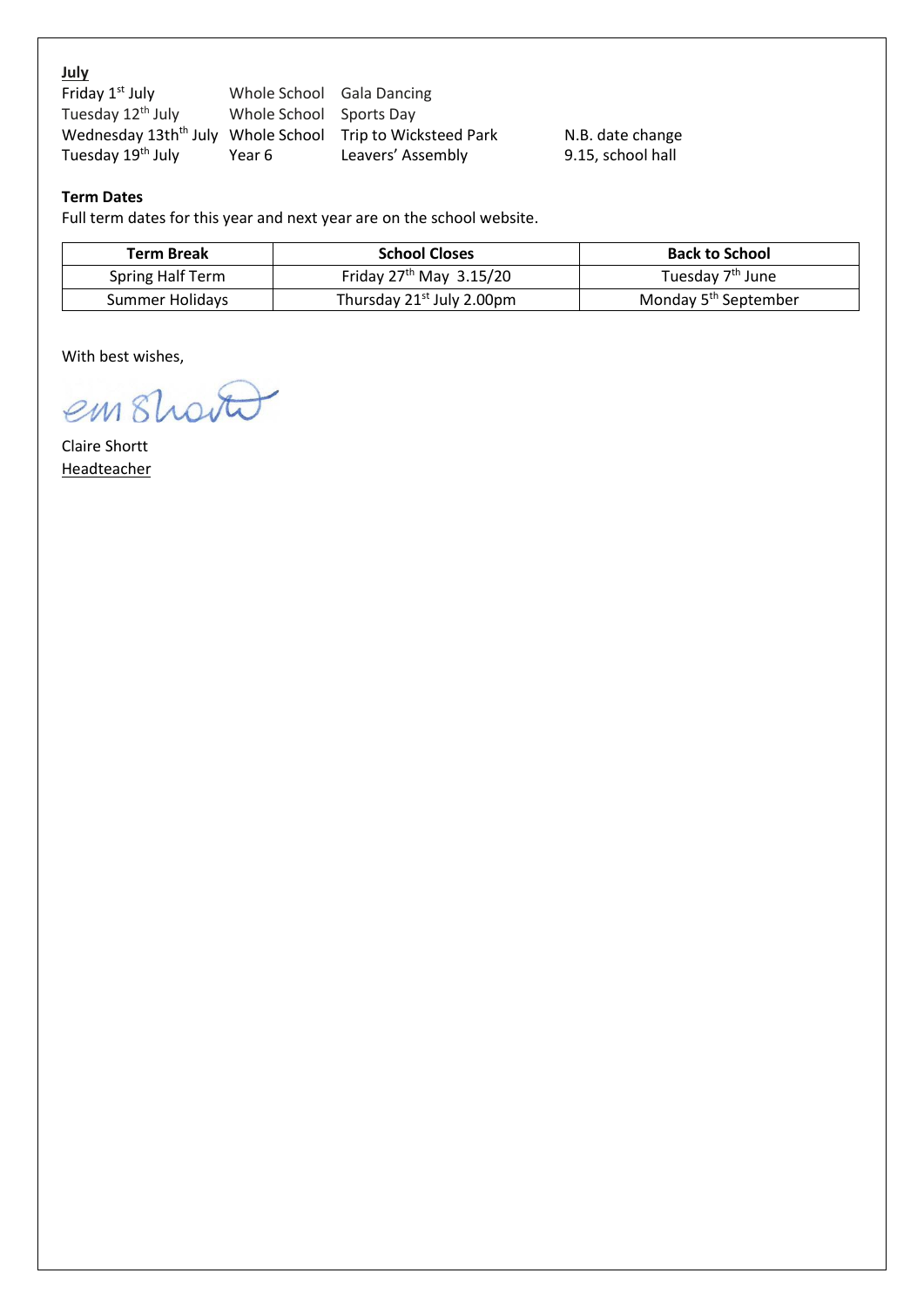**July**

| | | | |
|---|---|---|---|
| Friday 1st July | Whole School | Gala Dancing | |
| Tuesday 12th July | Whole School | Sports Day | |
| Wednesday 13thth July | Whole School | Trip to Wicksteed Park | N.B. date change |
| Tuesday 19th July | Year 6 | Leavers' Assembly | 9.15, school hall |

**Term Dates**

Full term dates for this year and next year are on the school website.

| Term Break | School Closes | Back to School |
|---|---|---|
| Spring Half Term | Friday 27th May 3.15/20 | Tuesday 7th June |
| Summer Holidays | Thursday 21st July 2.00pm | Monday 5th September |

With best wishes,

Claire Shortt
Headteacher